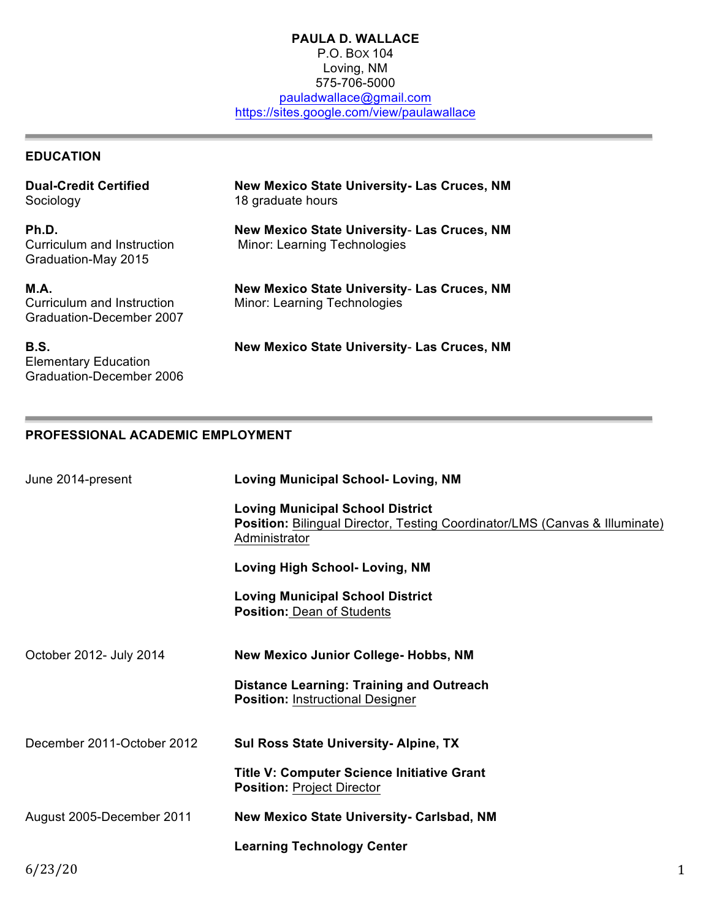# PAULA D. WALLACE

P.O. Box 104
Loving, NM
575-706-5000
pauladwallace@gmail.com
https://sites.google.com/view/paulawallace

## EDUCATION

**Dual-Credit Certified**
Sociology
**New Mexico State University- Las Cruces, NM**
18 graduate hours

**Ph.D.**
Curriculum and Instruction
Graduation-May 2015
**New Mexico State University- Las Cruces, NM**
Minor: Learning Technologies

**M.A.**
Curriculum and Instruction
Graduation-December 2007
**New Mexico State University- Las Cruces, NM**
Minor: Learning Technologies

**B.S.**
Elementary Education
Graduation-December 2006
**New Mexico State University- Las Cruces, NM**

## PROFESSIONAL ACADEMIC EMPLOYMENT

**June 2014-present**

**Loving Municipal School- Loving, NM**

**Loving Municipal School District**
**Position:** Bilingual Director, Testing Coordinator/LMS (Canvas & Illuminate) Administrator

**Loving High School- Loving, NM**

**Loving Municipal School District**
**Position:** Dean of Students

**October 2012- July 2014**

**New Mexico Junior College- Hobbs, NM**

**Distance Learning: Training and Outreach**
**Position:** Instructional Designer

**December 2011-October 2012**

**Sul Ross State University- Alpine, TX**

**Title V: Computer Science Initiative Grant**
**Position:** Project Director

**August 2005-December 2011**

**New Mexico State University- Carlsbad, NM**

**Learning Technology Center**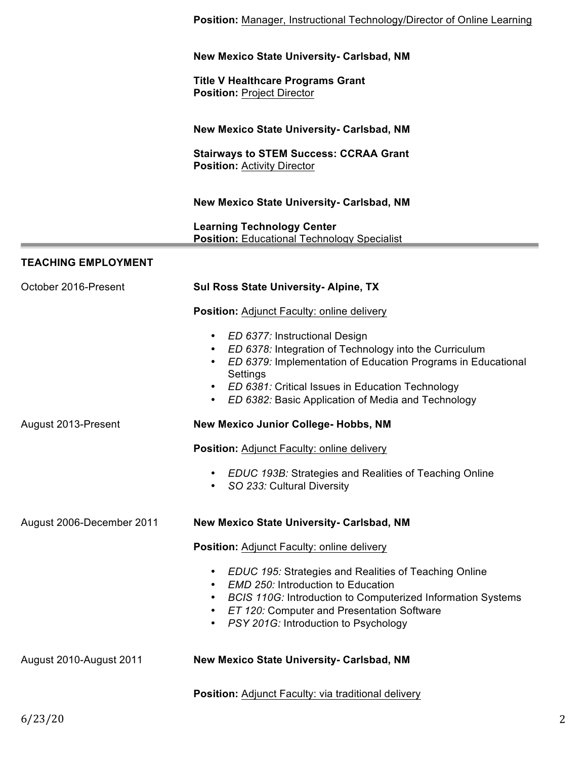**Position:** Manager, Instructional Technology/Director of Online Learning

**New Mexico State University- Carlsbad, NM**

**Title V Healthcare Programs Grant**
**Position:** Project Director

**New Mexico State University- Carlsbad, NM**

**Stairways to STEM Success: CCRAA Grant**
**Position:** Activity Director

**New Mexico State University- Carlsbad, NM**

**Learning Technology Center**
**Position:** Educational Technology Specialist

---

## TEACHING EMPLOYMENT

October 2016-Present

**Sul Ross State University- Alpine, TX**

**Position:** Adjunct Faculty: online delivery

- *ED 6377:* Instructional Design
- *ED 6378:* Integration of Technology into the Curriculum
- *ED 6379:* Implementation of Education Programs in Educational Settings
- *ED 6381:* Critical Issues in Education Technology
- *ED 6382:* Basic Application of Media and Technology

August 2013-Present

**New Mexico Junior College- Hobbs, NM**

**Position:** Adjunct Faculty: online delivery

- *EDUC 193B:* Strategies and Realities of Teaching Online
- *SO 233:* Cultural Diversity

August 2006-December 2011

**New Mexico State University- Carlsbad, NM**

**Position:** Adjunct Faculty: online delivery

- *EDUC 195:* Strategies and Realities of Teaching Online
- *EMD 250:* Introduction to Education
- *BCIS 110G:* Introduction to Computerized Information Systems
- *ET 120:* Computer and Presentation Software
- *PSY 201G:* Introduction to Psychology

August 2010-August 2011

**New Mexico State University- Carlsbad, NM**

**Position:** Adjunct Faculty: via traditional delivery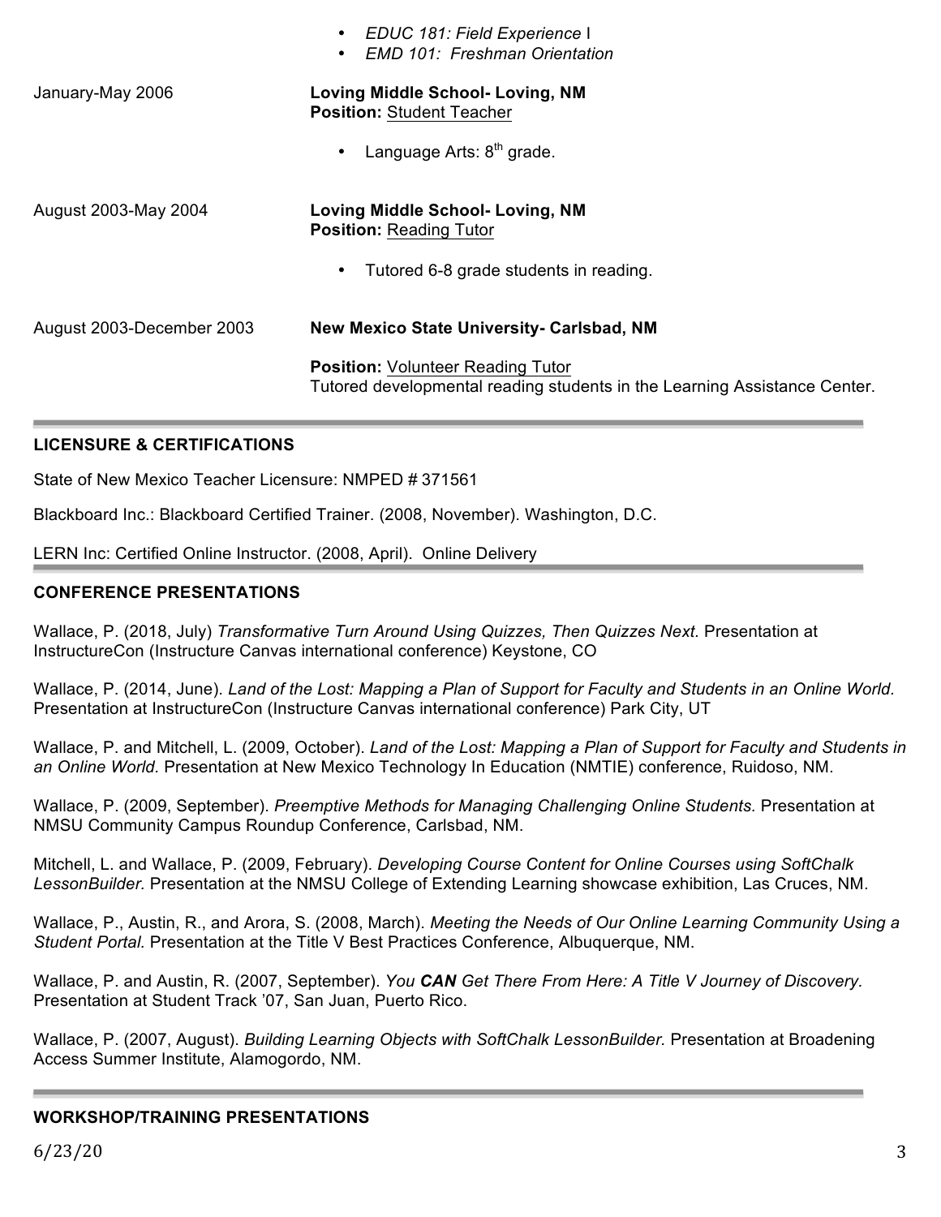- *EDUC 181: Field Experience* I
- *EMD 101: Freshman Orientation*

January-May 2006 — **Loving Middle School- Loving, NM**
**Position:** Student Teacher

- Language Arts: 8th grade.

August 2003-May 2004 — **Loving Middle School- Loving, NM**
**Position:** Reading Tutor

- Tutored 6-8 grade students in reading.

August 2003-December 2003 — **New Mexico State University- Carlsbad, NM**

**Position:** Volunteer Reading Tutor
Tutored developmental reading students in the Learning Assistance Center.

## LICENSURE & CERTIFICATIONS

State of New Mexico Teacher Licensure: NMPED # 371561

Blackboard Inc.: Blackboard Certified Trainer. (2008, November). Washington, D.C.

LERN Inc: Certified Online Instructor. (2008, April). Online Delivery

## CONFERENCE PRESENTATIONS

Wallace, P. (2018, July) *Transformative Turn Around Using Quizzes, Then Quizzes Next.* Presentation at InstructureCon (Instructure Canvas international conference) Keystone, CO

Wallace, P. (2014, June). *Land of the Lost: Mapping a Plan of Support for Faculty and Students in an Online World*. Presentation at InstructureCon (Instructure Canvas international conference) Park City, UT

Wallace, P. and Mitchell, L. (2009, October). *Land of the Lost: Mapping a Plan of Support for Faculty and Students in an Online World*. Presentation at New Mexico Technology In Education (NMTIE) conference, Ruidoso, NM.

Wallace, P. (2009, September). *Preemptive Methods for Managing Challenging Online Students.* Presentation at NMSU Community Campus Roundup Conference, Carlsbad, NM.

Mitchell, L. and Wallace, P. (2009, February). *Developing Course Content for Online Courses using SoftChalk LessonBuilder*. Presentation at the NMSU College of Extending Learning showcase exhibition, Las Cruces, NM.

Wallace, P., Austin, R., and Arora, S. (2008, March). *Meeting the Needs of Our Online Learning Community Using a Student Portal.* Presentation at the Title V Best Practices Conference, Albuquerque, NM.

Wallace, P. and Austin, R. (2007, September). *You **CAN** Get There From Here: A Title V Journey of Discovery.* Presentation at Student Track '07, San Juan, Puerto Rico.

Wallace, P. (2007, August). *Building Learning Objects with SoftChalk LessonBuilder.* Presentation at Broadening Access Summer Institute, Alamogordo, NM.

## WORKSHOP/TRAINING PRESENTATIONS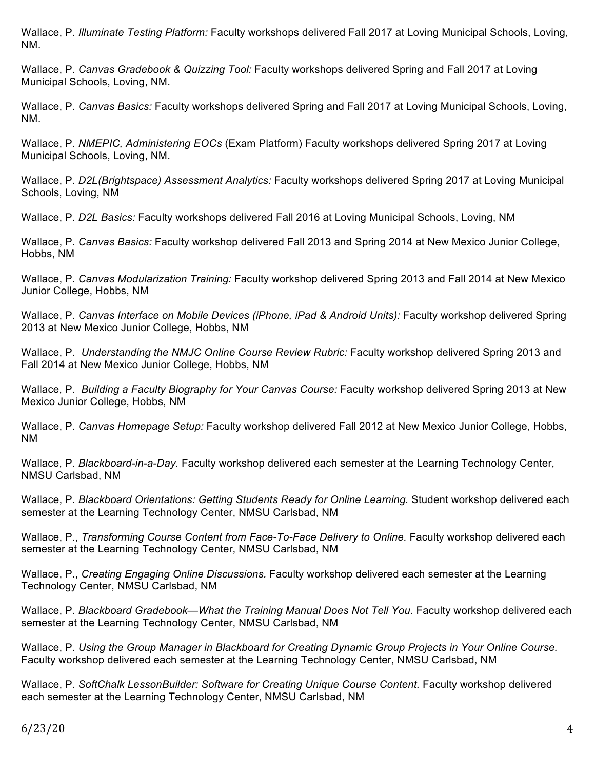Wallace, P. *Illuminate Testing Platform:* Faculty workshops delivered Fall 2017 at Loving Municipal Schools, Loving, NM.

Wallace, P. *Canvas Gradebook & Quizzing Tool:* Faculty workshops delivered Spring and Fall 2017 at Loving Municipal Schools, Loving, NM.

Wallace, P. *Canvas Basics:* Faculty workshops delivered Spring and Fall 2017 at Loving Municipal Schools, Loving, NM.

Wallace, P. *NMEPIC, Administering EOCs* (Exam Platform) Faculty workshops delivered Spring 2017 at Loving Municipal Schools, Loving, NM.

Wallace, P. *D2L(Brightspace) Assessment Analytics:* Faculty workshops delivered Spring 2017 at Loving Municipal Schools, Loving, NM

Wallace, P. *D2L Basics:* Faculty workshops delivered Fall 2016 at Loving Municipal Schools, Loving, NM

Wallace, P. *Canvas Basics:* Faculty workshop delivered Fall 2013 and Spring 2014 at New Mexico Junior College, Hobbs, NM

Wallace, P. *Canvas Modularization Training:* Faculty workshop delivered Spring 2013 and Fall 2014 at New Mexico Junior College, Hobbs, NM

Wallace, P. *Canvas Interface on Mobile Devices (iPhone, iPad & Android Units):* Faculty workshop delivered Spring 2013 at New Mexico Junior College, Hobbs, NM

Wallace, P. *Understanding the NMJC Online Course Review Rubric:* Faculty workshop delivered Spring 2013 and Fall 2014 at New Mexico Junior College, Hobbs, NM

Wallace, P. *Building a Faculty Biography for Your Canvas Course:* Faculty workshop delivered Spring 2013 at New Mexico Junior College, Hobbs, NM

Wallace, P. *Canvas Homepage Setup:* Faculty workshop delivered Fall 2012 at New Mexico Junior College, Hobbs, NM

Wallace, P. *Blackboard-in-a-Day.* Faculty workshop delivered each semester at the Learning Technology Center, NMSU Carlsbad, NM

Wallace, P. *Blackboard Orientations: Getting Students Ready for Online Learning.* Student workshop delivered each semester at the Learning Technology Center, NMSU Carlsbad, NM

Wallace, P., *Transforming Course Content from Face-To-Face Delivery to Online.* Faculty workshop delivered each semester at the Learning Technology Center, NMSU Carlsbad, NM

Wallace, P., *Creating Engaging Online Discussions.* Faculty workshop delivered each semester at the Learning Technology Center, NMSU Carlsbad, NM

Wallace, P. *Blackboard Gradebook—What the Training Manual Does Not Tell You.* Faculty workshop delivered each semester at the Learning Technology Center, NMSU Carlsbad, NM

Wallace, P. *Using the Group Manager in Blackboard for Creating Dynamic Group Projects in Your Online Course.* Faculty workshop delivered each semester at the Learning Technology Center, NMSU Carlsbad, NM

Wallace, P. *SoftChalk LessonBuilder: Software for Creating Unique Course Content.* Faculty workshop delivered each semester at the Learning Technology Center, NMSU Carlsbad, NM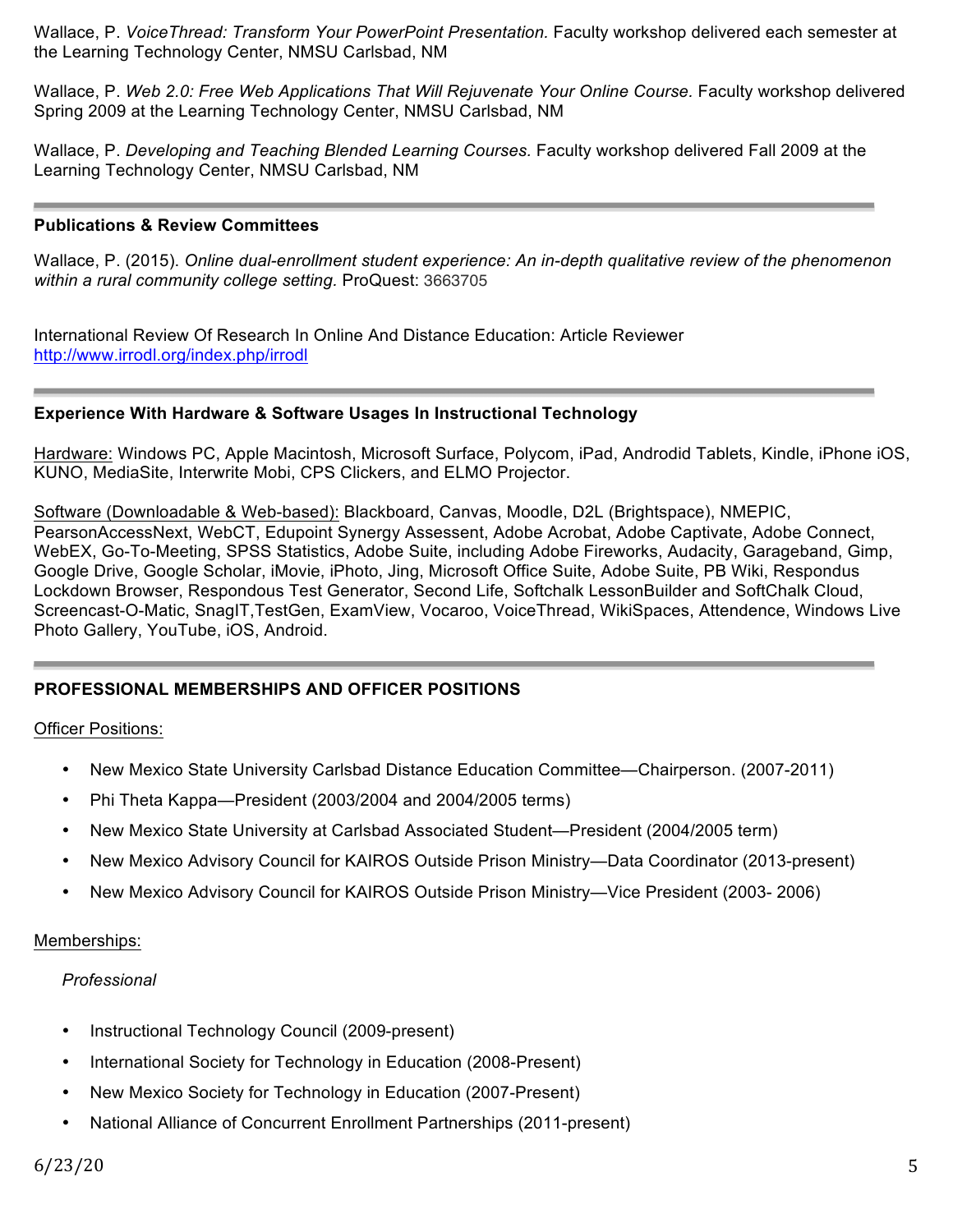Wallace, P. *VoiceThread: Transform Your PowerPoint Presentation.* Faculty workshop delivered each semester at the Learning Technology Center, NMSU Carlsbad, NM

Wallace, P. *Web 2.0: Free Web Applications That Will Rejuvenate Your Online Course.* Faculty workshop delivered Spring 2009 at the Learning Technology Center, NMSU Carlsbad, NM

Wallace, P. *Developing and Teaching Blended Learning Courses.* Faculty workshop delivered Fall 2009 at the Learning Technology Center, NMSU Carlsbad, NM

---

**Publications & Review Committees**

Wallace, P. (2015). *Online dual-enrollment student experience: An in-depth qualitative review of the phenomenon within a rural community college setting.* ProQuest: 3663705

International Review Of Research In Online And Distance Education: Article Reviewer
http://www.irrodl.org/index.php/irrodl

---

**Experience With Hardware & Software Usages In Instructional Technology**

Hardware: Windows PC, Apple Macintosh, Microsoft Surface, Polycom, iPad, Androdid Tablets, Kindle, iPhone iOS, KUNO, MediaSite, Interwrite Mobi, CPS Clickers, and ELMO Projector.

Software (Downloadable & Web-based): Blackboard, Canvas, Moodle, D2L (Brightspace), NMEPIC, PearsonAccessNext, WebCT, Edupoint Synergy Assessent, Adobe Acrobat, Adobe Captivate, Adobe Connect, WebEX, Go-To-Meeting, SPSS Statistics, Adobe Suite, including Adobe Fireworks, Audacity, Garageband, Gimp, Google Drive, Google Scholar, iMovie, iPhoto, Jing, Microsoft Office Suite, Adobe Suite, PB Wiki, Respondus Lockdown Browser, Respondous Test Generator, Second Life, Softchalk LessonBuilder and SoftChalk Cloud, Screencast-O-Matic, SnagIT,TestGen, ExamView, Vocaroo, VoiceThread, WikiSpaces, Attendence, Windows Live Photo Gallery, YouTube, iOS, Android.

---

**PROFESSIONAL MEMBERSHIPS AND OFFICER POSITIONS**

Officer Positions:

- New Mexico State University Carlsbad Distance Education Committee—Chairperson. (2007-2011)
- Phi Theta Kappa—President (2003/2004 and 2004/2005 terms)
- New Mexico State University at Carlsbad Associated Student—President (2004/2005 term)
- New Mexico Advisory Council for KAIROS Outside Prison Ministry—Data Coordinator (2013-present)
- New Mexico Advisory Council for KAIROS Outside Prison Ministry—Vice President (2003- 2006)

Memberships:

*Professional*

- Instructional Technology Council (2009-present)
- International Society for Technology in Education (2008-Present)
- New Mexico Society for Technology in Education (2007-Present)
- National Alliance of Concurrent Enrollment Partnerships (2011-present)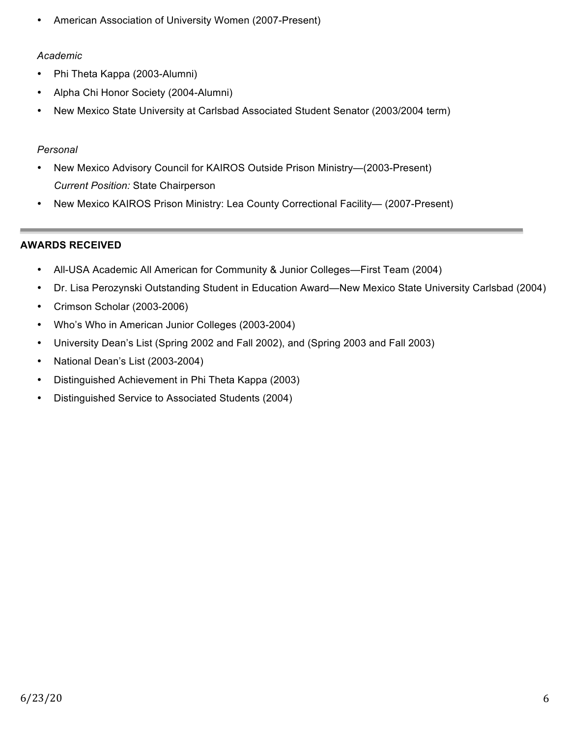- American Association of University Women (2007-Present)

*Academic*

- Phi Theta Kappa (2003-Alumni)
- Alpha Chi Honor Society (2004-Alumni)
- New Mexico State University at Carlsbad Associated Student Senator (2003/2004 term)

*Personal*

- New Mexico Advisory Council for KAIROS Outside Prison Ministry—(2003-Present)
  *Current Position:* State Chairperson
- New Mexico KAIROS Prison Ministry: Lea County Correctional Facility— (2007-Present)

**AWARDS RECEIVED**

- All-USA Academic All American for Community & Junior Colleges—First Team (2004)
- Dr. Lisa Perozynski Outstanding Student in Education Award—New Mexico State University Carlsbad (2004)
- Crimson Scholar (2003-2006)
- Who's Who in American Junior Colleges (2003-2004)
- University Dean's List (Spring 2002 and Fall 2002), and (Spring 2003 and Fall 2003)
- National Dean's List (2003-2004)
- Distinguished Achievement in Phi Theta Kappa (2003)
- Distinguished Service to Associated Students (2004)